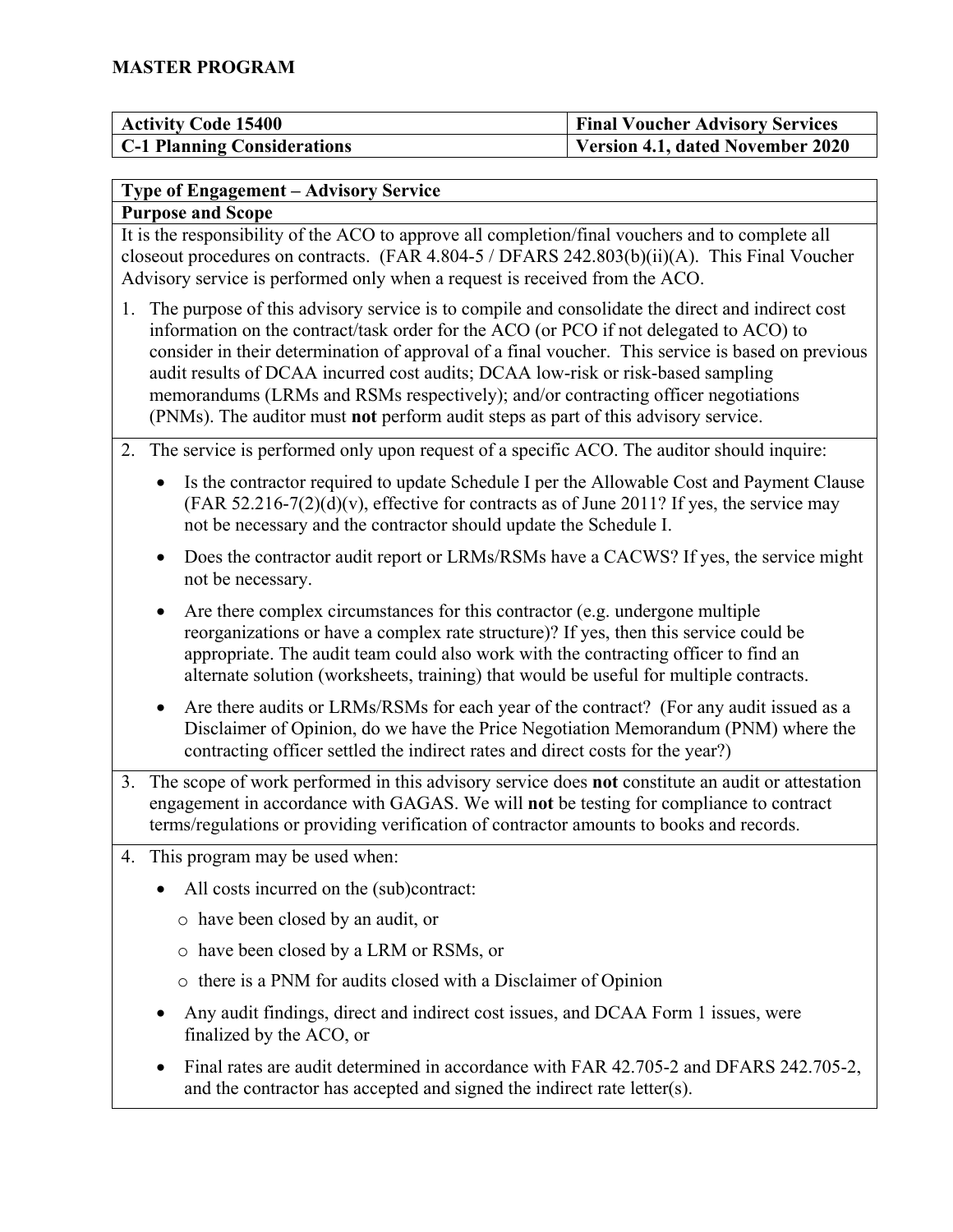**MASTER PROGRAM**

| Activity Code 15400 | Final Voucher Advisory Services |
| --- | --- |
| **C-1 Planning Considerations** | **Version 4.1, dated November 2020** |

**Type of Engagement – Advisory Service**

**Purpose and Scope**

It is the responsibility of the ACO to approve all completion/final vouchers and to complete all closeout procedures on contracts. (FAR 4.804-5 / DFARS 242.803(b)(ii)(A). This Final Voucher Advisory service is performed only when a request is received from the ACO.

1. The purpose of this advisory service is to compile and consolidate the direct and indirect cost information on the contract/task order for the ACO (or PCO if not delegated to ACO) to consider in their determination of approval of a final voucher. This service is based on previous audit results of DCAA incurred cost audits; DCAA low-risk or risk-based sampling memorandums (LRMs and RSMs respectively); and/or contracting officer negotiations (PNMs). The auditor must **not** perform audit steps as part of this advisory service.

2. The service is performed only upon request of a specific ACO. The auditor should inquire:

   - Is the contractor required to update Schedule I per the Allowable Cost and Payment Clause (FAR 52.216-7(2)(d)(v), effective for contracts as of June 2011? If yes, the service may not be necessary and the contractor should update the Schedule I.
   - Does the contractor audit report or LRMs/RSMs have a CACWS? If yes, the service might not be necessary.
   - Are there complex circumstances for this contractor (e.g. undergone multiple reorganizations or have a complex rate structure)? If yes, then this service could be appropriate. The audit team could also work with the contracting officer to find an alternate solution (worksheets, training) that would be useful for multiple contracts.
   - Are there audits or LRMs/RSMs for each year of the contract? (For any audit issued as a Disclaimer of Opinion, do we have the Price Negotiation Memorandum (PNM) where the contracting officer settled the indirect rates and direct costs for the year?)

3. The scope of work performed in this advisory service does **not** constitute an audit or attestation engagement in accordance with GAGAS. We will **not** be testing for compliance to contract terms/regulations or providing verification of contractor amounts to books and records.

4. This program may be used when:

   - All costs incurred on the (sub)contract:
     - have been closed by an audit, or
     - have been closed by a LRM or RSMs, or
     - there is a PNM for audits closed with a Disclaimer of Opinion
   - Any audit findings, direct and indirect cost issues, and DCAA Form 1 issues, were finalized by the ACO, or
   - Final rates are audit determined in accordance with FAR 42.705-2 and DFARS 242.705-2, and the contractor has accepted and signed the indirect rate letter(s).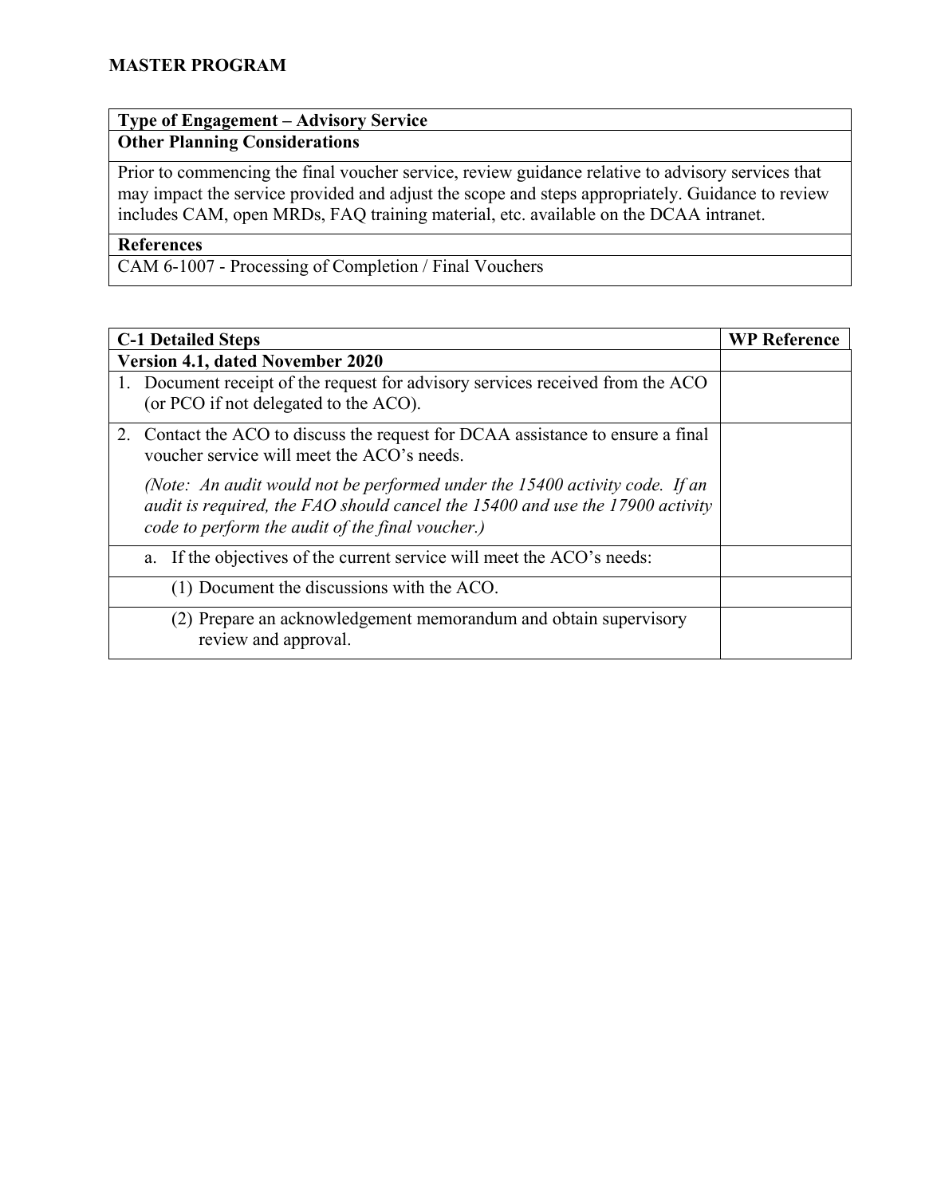**MASTER PROGRAM**

| Type of Engagement – Advisory Service |
|---|
| **Other Planning Considerations** |
| Prior to commencing the final voucher service, review guidance relative to advisory services that may impact the service provided and adjust the scope and steps appropriately. Guidance to review includes CAM, open MRDs, FAQ training material, etc. available on the DCAA intranet. |
| **References** |
| CAM 6-1007 - Processing of Completion / Final Vouchers |

| C-1 Detailed Steps | WP Reference |
|---|---|
| **Version 4.1, dated November 2020** | |
| 1. Document receipt of the request for advisory services received from the ACO (or PCO if not delegated to the ACO). | |
| 2. Contact the ACO to discuss the request for DCAA assistance to ensure a final voucher service will meet the ACO's needs.<br><br>*(Note: An audit would not be performed under the 15400 activity code. If an audit is required, the FAO should cancel the 15400 and use the 17900 activity code to perform the audit of the final voucher.)* | |
| a. If the objectives of the current service will meet the ACO's needs: | |
| (1) Document the discussions with the ACO. | |
| (2) Prepare an acknowledgement memorandum and obtain supervisory review and approval. | |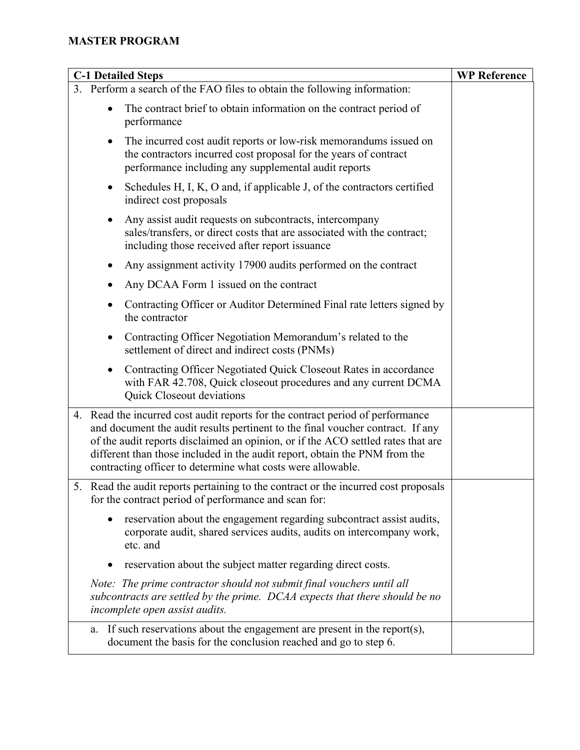**MASTER PROGRAM**

| C-1 Detailed Steps | WP Reference |
|---|---|
| 3. Perform a search of the FAO files to obtain the following information:<br>• The contract brief to obtain information on the contract period of performance<br>• The incurred cost audit reports or low-risk memorandums issued on the contractors incurred cost proposal for the years of contract performance including any supplemental audit reports<br>• Schedules H, I, K, O and, if applicable J, of the contractors certified indirect cost proposals<br>• Any assist audit requests on subcontracts, intercompany sales/transfers, or direct costs that are associated with the contract; including those received after report issuance<br>• Any assignment activity 17900 audits performed on the contract<br>• Any DCAA Form 1 issued on the contract<br>• Contracting Officer or Auditor Determined Final rate letters signed by the contractor<br>• Contracting Officer Negotiation Memorandum's related to the settlement of direct and indirect costs (PNMs)<br>• Contracting Officer Negotiated Quick Closeout Rates in accordance with FAR 42.708, Quick closeout procedures and any current DCMA Quick Closeout deviations | |
| 4. Read the incurred cost audit reports for the contract period of performance and document the audit results pertinent to the final voucher contract. If any of the audit reports disclaimed an opinion, or if the ACO settled rates that are different than those included in the audit report, obtain the PNM from the contracting officer to determine what costs were allowable. | |
| 5. Read the audit reports pertaining to the contract or the incurred cost proposals for the contract period of performance and scan for:<br>• reservation about the engagement regarding subcontract assist audits, corporate audit, shared services audits, audits on intercompany work, etc. and<br>• reservation about the subject matter regarding direct costs.<br>*Note: The prime contractor should not submit final vouchers until all subcontracts are settled by the prime. DCAA expects that there should be no incomplete open assist audits.* | |
| a. If such reservations about the engagement are present in the report(s), document the basis for the conclusion reached and go to step 6. | |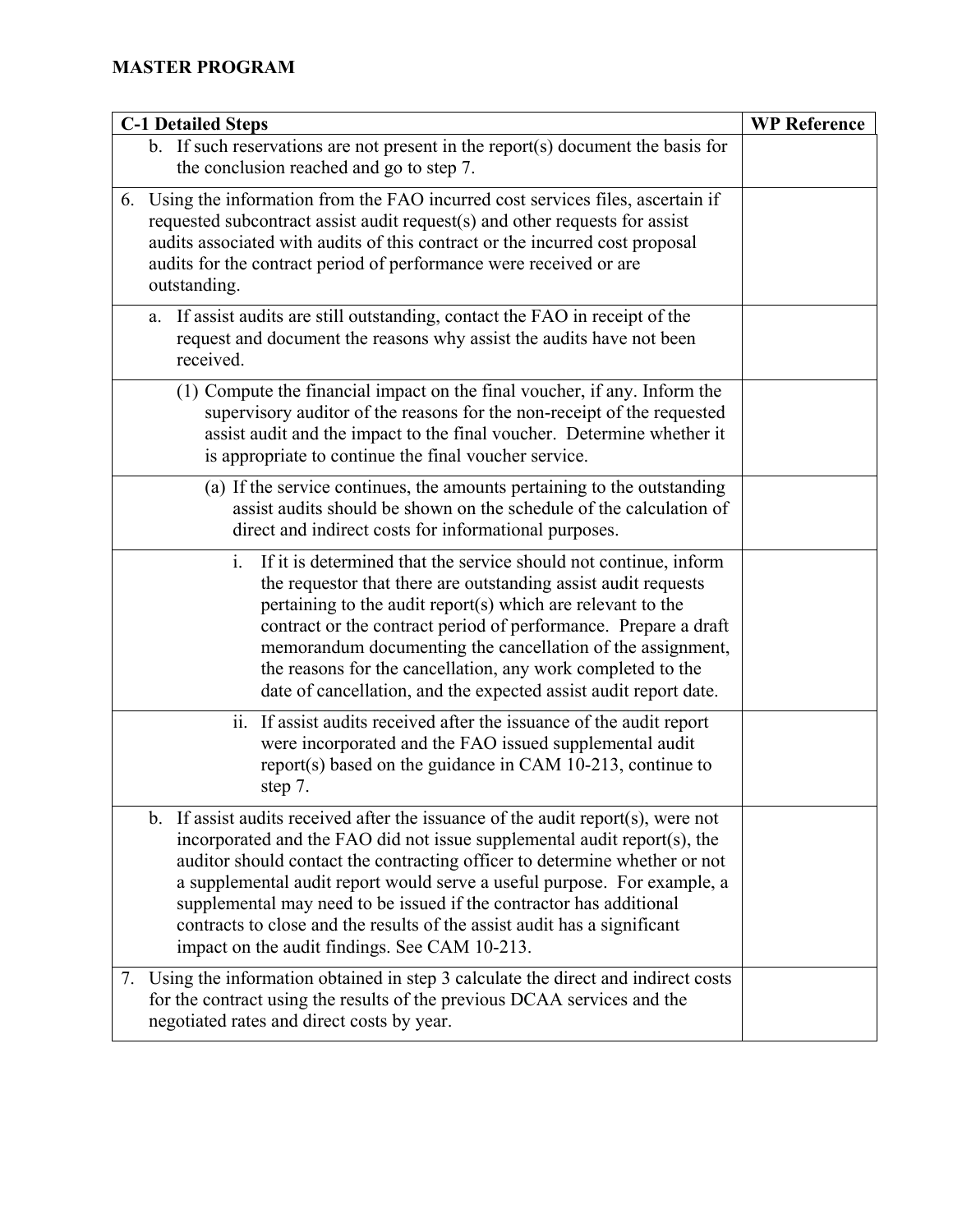**MASTER PROGRAM**

| C-1 Detailed Steps | WP Reference |
|---|---|
| b. If such reservations are not present in the report(s) document the basis for the conclusion reached and go to step 7. | |
| 6. Using the information from the FAO incurred cost services files, ascertain if requested subcontract assist audit request(s) and other requests for assist audits associated with audits of this contract or the incurred cost proposal audits for the contract period of performance were received or are outstanding. | |
| a. If assist audits are still outstanding, contact the FAO in receipt of the request and document the reasons why assist the audits have not been received. | |
| (1) Compute the financial impact on the final voucher, if any. Inform the supervisory auditor of the reasons for the non-receipt of the requested assist audit and the impact to the final voucher. Determine whether it is appropriate to continue the final voucher service. | |
| (a) If the service continues, the amounts pertaining to the outstanding assist audits should be shown on the schedule of the calculation of direct and indirect costs for informational purposes. | |
| i. If it is determined that the service should not continue, inform the requestor that there are outstanding assist audit requests pertaining to the audit report(s) which are relevant to the contract or the contract period of performance. Prepare a draft memorandum documenting the cancellation of the assignment, the reasons for the cancellation, any work completed to the date of cancellation, and the expected assist audit report date. | |
| ii. If assist audits received after the issuance of the audit report were incorporated and the FAO issued supplemental audit report(s) based on the guidance in CAM 10-213, continue to step 7. | |
| b. If assist audits received after the issuance of the audit report(s), were not incorporated and the FAO did not issue supplemental audit report(s), the auditor should contact the contracting officer to determine whether or not a supplemental audit report would serve a useful purpose. For example, a supplemental may need to be issued if the contractor has additional contracts to close and the results of the assist audit has a significant impact on the audit findings. See CAM 10-213. | |
| 7. Using the information obtained in step 3 calculate the direct and indirect costs for the contract using the results of the previous DCAA services and the negotiated rates and direct costs by year. | |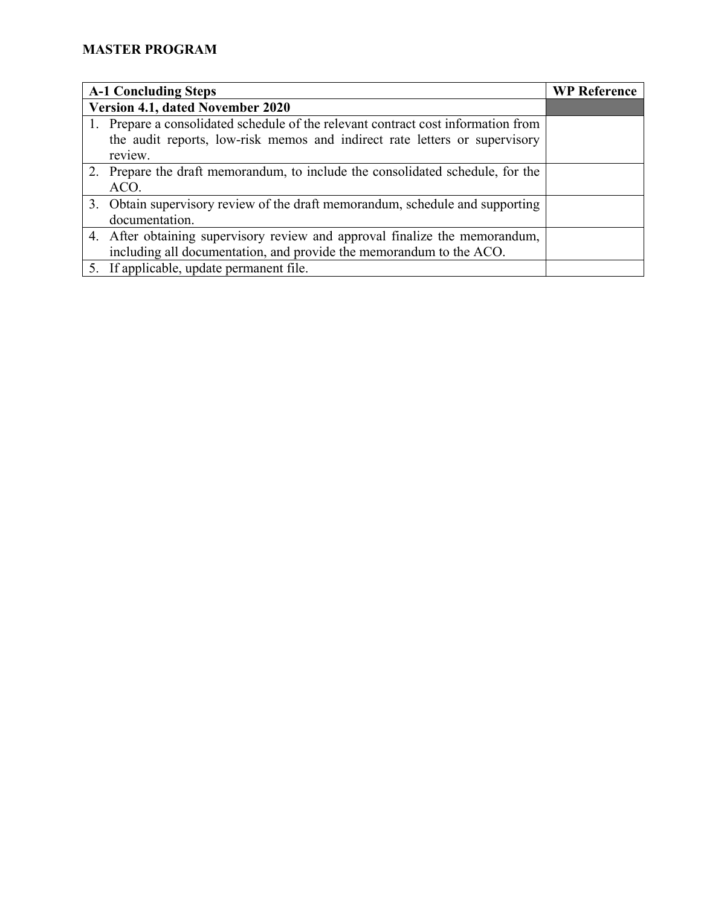**MASTER PROGRAM**

| **A-1 Concluding Steps** | **WP Reference** |
|---|---|
| **Version 4.1, dated November 2020** | |
| 1. Prepare a consolidated schedule of the relevant contract cost information from the audit reports, low-risk memos and indirect rate letters or supervisory review. | |
| 2. Prepare the draft memorandum, to include the consolidated schedule, for the ACO. | |
| 3. Obtain supervisory review of the draft memorandum, schedule and supporting documentation. | |
| 4. After obtaining supervisory review and approval finalize the memorandum, including all documentation, and provide the memorandum to the ACO. | |
| 5. If applicable, update permanent file. | |